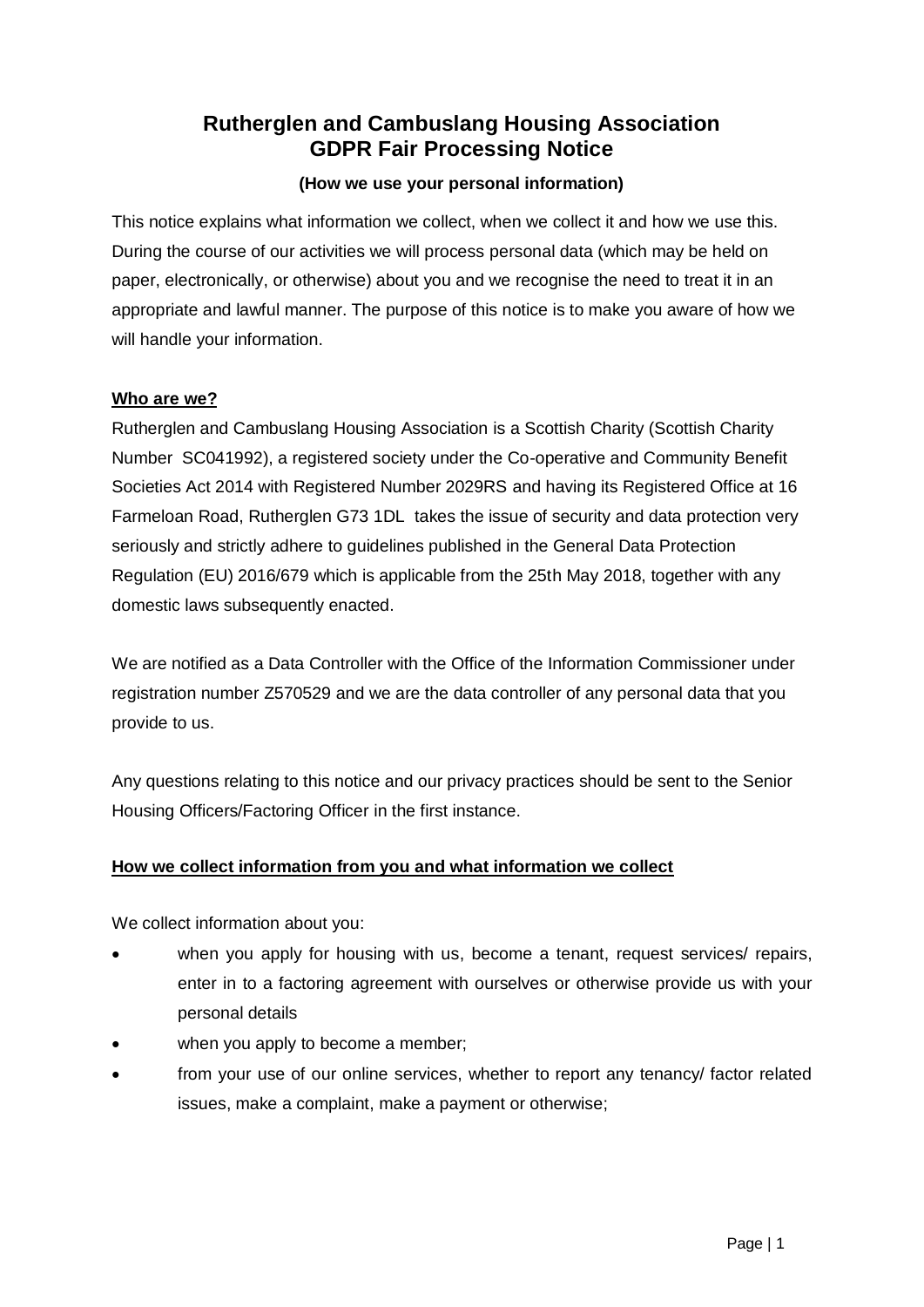# Rutherglen and Cambuslang Housing Association
# GDPR Fair Processing Notice

**(How we use your personal information)**

This notice explains what information we collect, when we collect it and how we use this. During the course of our activities we will process personal data (which may be held on paper, electronically, or otherwise) about you and we recognise the need to treat it in an appropriate and lawful manner. The purpose of this notice is to make you aware of how we will handle your information.

## Who are we?

Rutherglen and Cambuslang Housing Association is a Scottish Charity (Scottish Charity Number SC041992), a registered society under the Co-operative and Community Benefit Societies Act 2014 with Registered Number 2029RS and having its Registered Office at 16 Farmeloan Road, Rutherglen G73 1DL takes the issue of security and data protection very seriously and strictly adhere to guidelines published in the General Data Protection Regulation (EU) 2016/679 which is applicable from the 25th May 2018, together with any domestic laws subsequently enacted.

We are notified as a Data Controller with the Office of the Information Commissioner under registration number Z570529 and we are the data controller of any personal data that you provide to us.

Any questions relating to this notice and our privacy practices should be sent to the Senior Housing Officers/Factoring Officer in the first instance.

## How we collect information from you and what information we collect

We collect information about you:

- when you apply for housing with us, become a tenant, request services/ repairs, enter in to a factoring agreement with ourselves or otherwise provide us with your personal details
- when you apply to become a member;
- from your use of our online services, whether to report any tenancy/ factor related issues, make a complaint, make a payment or otherwise;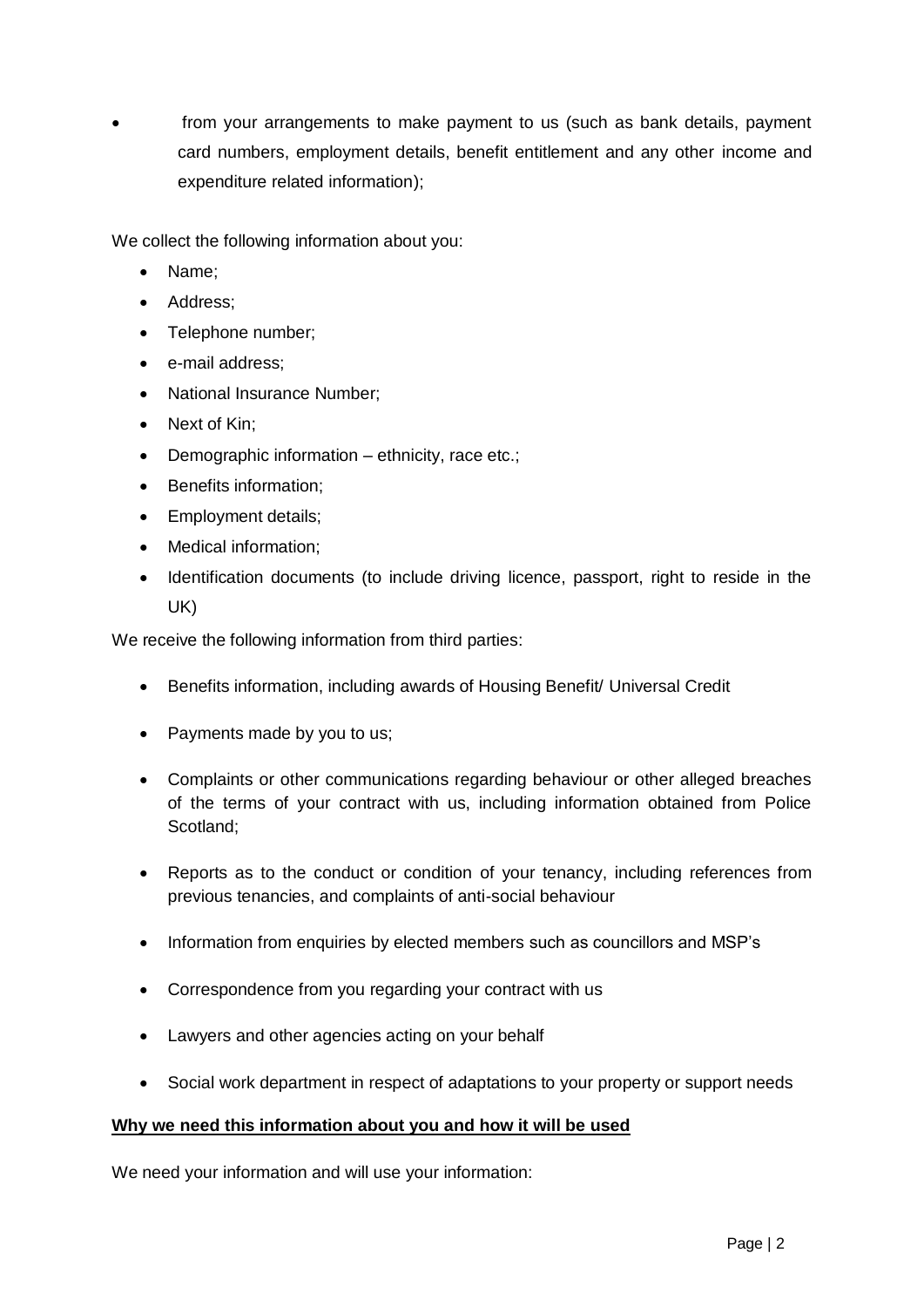- from your arrangements to make payment to us (such as bank details, payment card numbers, employment details, benefit entitlement and any other income and expenditure related information);

We collect the following information about you:

- Name;
- Address;
- Telephone number;
- e-mail address;
- National Insurance Number;
- Next of Kin;
- Demographic information – ethnicity, race etc.;
- Benefits information;
- Employment details;
- Medical information;
- Identification documents (to include driving licence, passport, right to reside in the UK)

We receive the following information from third parties:

- Benefits information, including awards of Housing Benefit/ Universal Credit
- Payments made by you to us;
- Complaints or other communications regarding behaviour or other alleged breaches of the terms of your contract with us, including information obtained from Police Scotland;
- Reports as to the conduct or condition of your tenancy, including references from previous tenancies, and complaints of anti-social behaviour
- Information from enquiries by elected members such as councillors and MSP's
- Correspondence from you regarding your contract with us
- Lawyers and other agencies acting on your behalf
- Social work department in respect of adaptations to your property or support needs

**Why we need this information about you and how it will be used**

We need your information and will use your information: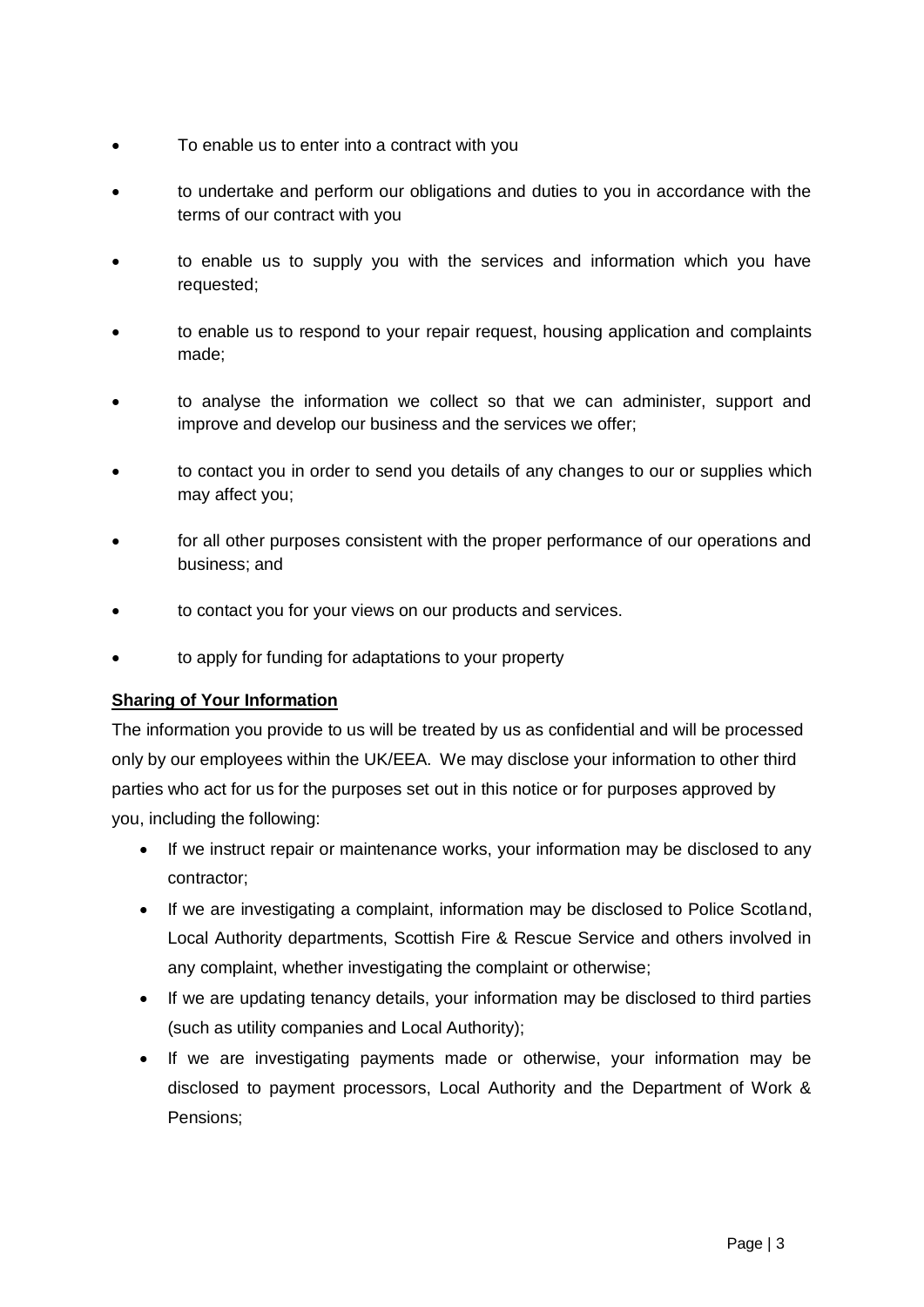- To enable us to enter into a contract with you
- to undertake and perform our obligations and duties to you in accordance with the terms of our contract with you
- to enable us to supply you with the services and information which you have requested;
- to enable us to respond to your repair request, housing application and complaints made;
- to analyse the information we collect so that we can administer, support and improve and develop our business and the services we offer;
- to contact you in order to send you details of any changes to our or supplies which may affect you;
- for all other purposes consistent with the proper performance of our operations and business; and
- to contact you for your views on our products and services.
- to apply for funding for adaptations to your property

**Sharing of Your Information**

The information you provide to us will be treated by us as confidential and will be processed only by our employees within the UK/EEA. We may disclose your information to other third parties who act for us for the purposes set out in this notice or for purposes approved by you, including the following:

- If we instruct repair or maintenance works, your information may be disclosed to any contractor;
- If we are investigating a complaint, information may be disclosed to Police Scotland, Local Authority departments, Scottish Fire & Rescue Service and others involved in any complaint, whether investigating the complaint or otherwise;
- If we are updating tenancy details, your information may be disclosed to third parties (such as utility companies and Local Authority);
- If we are investigating payments made or otherwise, your information may be disclosed to payment processors, Local Authority and the Department of Work & Pensions;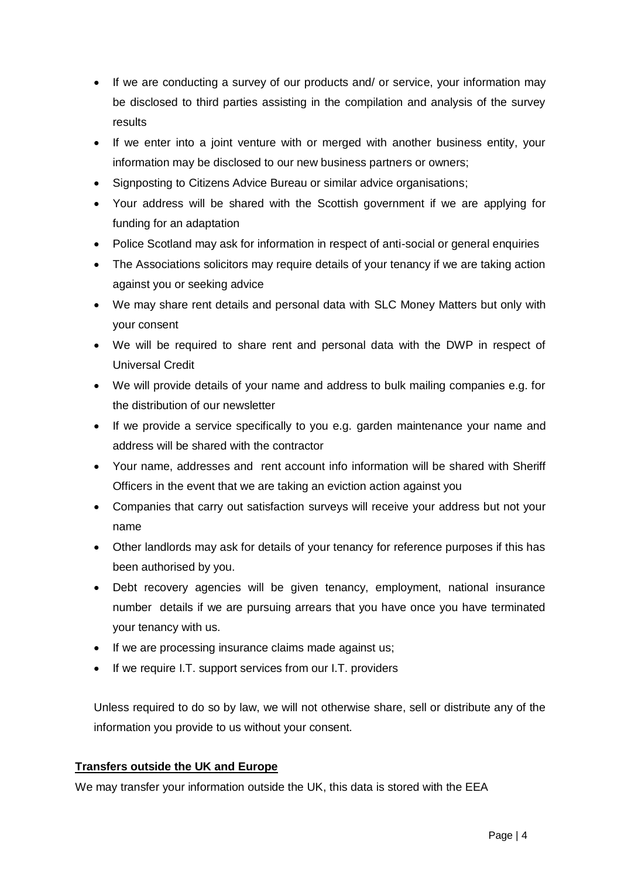- If we are conducting a survey of our products and/ or service, your information may be disclosed to third parties assisting in the compilation and analysis of the survey results
- If we enter into a joint venture with or merged with another business entity, your information may be disclosed to our new business partners or owners;
- Signposting to Citizens Advice Bureau or similar advice organisations;
- Your address will be shared with the Scottish government if we are applying for funding for an adaptation
- Police Scotland may ask for information in respect of anti-social or general enquiries
- The Associations solicitors may require details of your tenancy if we are taking action against you or seeking advice
- We may share rent details and personal data with SLC Money Matters but only with your consent
- We will be required to share rent and personal data with the DWP in respect of Universal Credit
- We will provide details of your name and address to bulk mailing companies e.g. for the distribution of our newsletter
- If we provide a service specifically to you e.g. garden maintenance your name and address will be shared with the contractor
- Your name, addresses and rent account info information will be shared with Sheriff Officers in the event that we are taking an eviction action against you
- Companies that carry out satisfaction surveys will receive your address but not your name
- Other landlords may ask for details of your tenancy for reference purposes if this has been authorised by you.
- Debt recovery agencies will be given tenancy, employment, national insurance number details if we are pursuing arrears that you have once you have terminated your tenancy with us.
- If we are processing insurance claims made against us;
- If we require I.T. support services from our I.T. providers

Unless required to do so by law, we will not otherwise share, sell or distribute any of the information you provide to us without your consent.

## Transfers outside the UK and Europe

We may transfer your information outside the UK, this data is stored with the EEA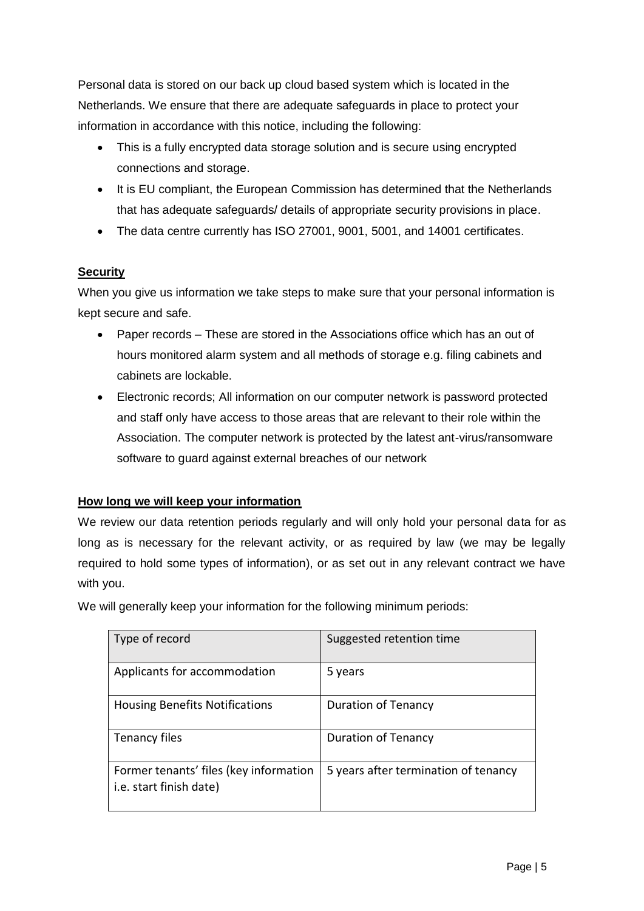Personal data is stored on our back up cloud based system which is located in the Netherlands. We ensure that there are adequate safeguards in place to protect your information in accordance with this notice, including the following:

- This is a fully encrypted data storage solution and is secure using encrypted connections and storage.
- It is EU compliant, the European Commission has determined that the Netherlands that has adequate safeguards/ details of appropriate security provisions in place.
- The data centre currently has ISO 27001, 9001, 5001, and 14001 certificates.

**Security**

When you give us information we take steps to make sure that your personal information is kept secure and safe.

- Paper records – These are stored in the Associations office which has an out of hours monitored alarm system and all methods of storage e.g. filing cabinets and cabinets are lockable.
- Electronic records; All information on our computer network is password protected and staff only have access to those areas that are relevant to their role within the Association. The computer network is protected by the latest ant-virus/ransomware software to guard against external breaches of our network

**How long we will keep your information**

We review our data retention periods regularly and will only hold your personal data for as long as is necessary for the relevant activity, or as required by law (we may be legally required to hold some types of information), or as set out in any relevant contract we have with you.

We will generally keep your information for the following minimum periods:

| Type of record | Suggested retention time |
| --- | --- |
| Applicants for accommodation | 5 years |
| Housing Benefits Notifications | Duration of Tenancy |
| Tenancy files | Duration of Tenancy |
| Former tenants' files (key information i.e. start finish date) | 5 years after termination of tenancy |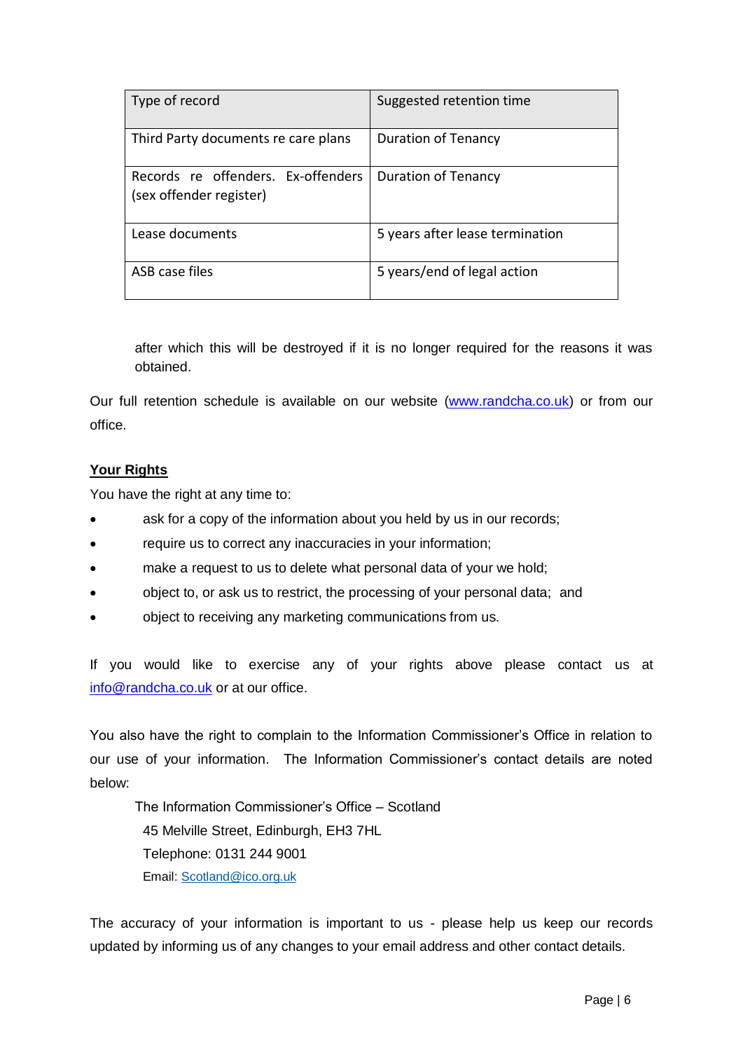| Type of record | Suggested retention time |
|---|---|
| Third Party documents re care plans | Duration of Tenancy |
| Records re offenders. Ex-offenders (sex offender register) | Duration of Tenancy |
| Lease documents | 5 years after lease termination |
| ASB case files | 5 years/end of legal action |

after which this will be destroyed if it is no longer required for the reasons it was obtained.

Our full retention schedule is available on our website (www.randcha.co.uk) or from our office.

**Your Rights**

You have the right at any time to:

- ask for a copy of the information about you held by us in our records;
- require us to correct any inaccuracies in your information;
- make a request to us to delete what personal data of your we hold;
- object to, or ask us to restrict, the processing of your personal data; and
- object to receiving any marketing communications from us.

If you would like to exercise any of your rights above please contact us at info@randcha.co.uk or at our office.

You also have the right to complain to the Information Commissioner's Office in relation to our use of your information. The Information Commissioner's contact details are noted below:

The Information Commissioner's Office – Scotland
45 Melville Street, Edinburgh, EH3 7HL
Telephone: 0131 244 9001
Email: Scotland@ico.org.uk

The accuracy of your information is important to us - please help us keep our records updated by informing us of any changes to your email address and other contact details.